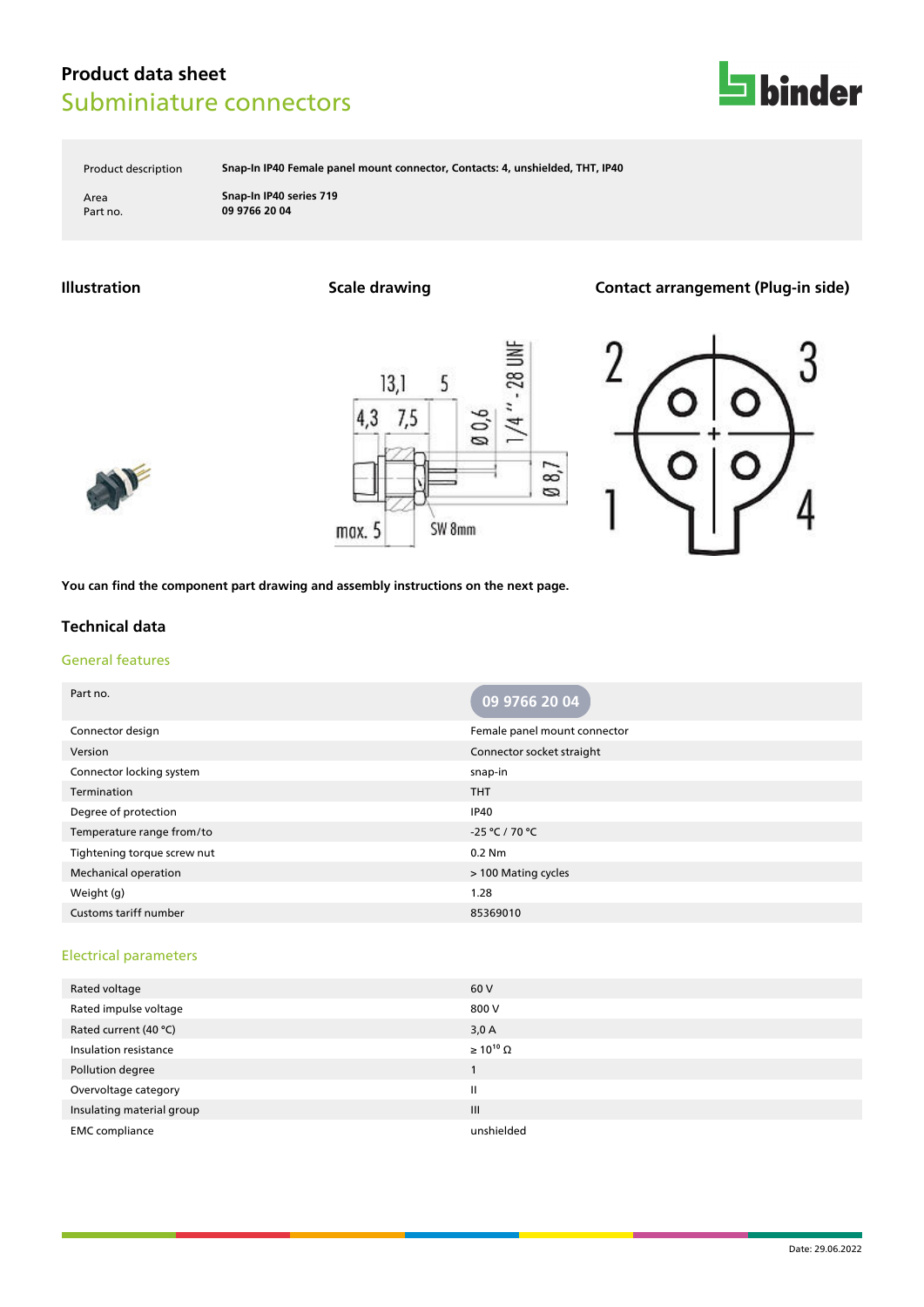# Product data sheet

## Subminiature connectors

| | |
|---|---|
| Product description | **Snap-In IP40 Female panel mount connector, Contacts: 4, unshielded, THT, IP40** |
| Area | **Snap-In IP40 series 719** |
| Part no. | **09 9766 20 04** |

### Illustration

### Scale drawing

### Contact arrangement (Plug-in side)

**You can find the component part drawing and assembly instructions on the next page.**

## Technical data

### General features

| Part no. | 09 9766 20 04 |
|---|---|
| Connector design | Female panel mount connector |
| Version | Connector socket straight |
| Connector locking system | snap-in |
| Termination | THT |
| Degree of protection | IP40 |
| Temperature range from/to | -25 °C / 70 °C |
| Tightening torque screw nut | 0.2 Nm |
| Mechanical operation | > 100 Mating cycles |
| Weight (g) | 1.28 |
| Customs tariff number | 85369010 |

### Electrical parameters

| | |
|---|---|
| Rated voltage | 60 V |
| Rated impulse voltage | 800 V |
| Rated current (40 °C) | 3,0 A |
| Insulation resistance | ≥ $10^{10}$ Ω |
| Pollution degree | 1 |
| Overvoltage category | II |
| Insulating material group | III |
| EMC compliance | unshielded |

Date: 29.06.2022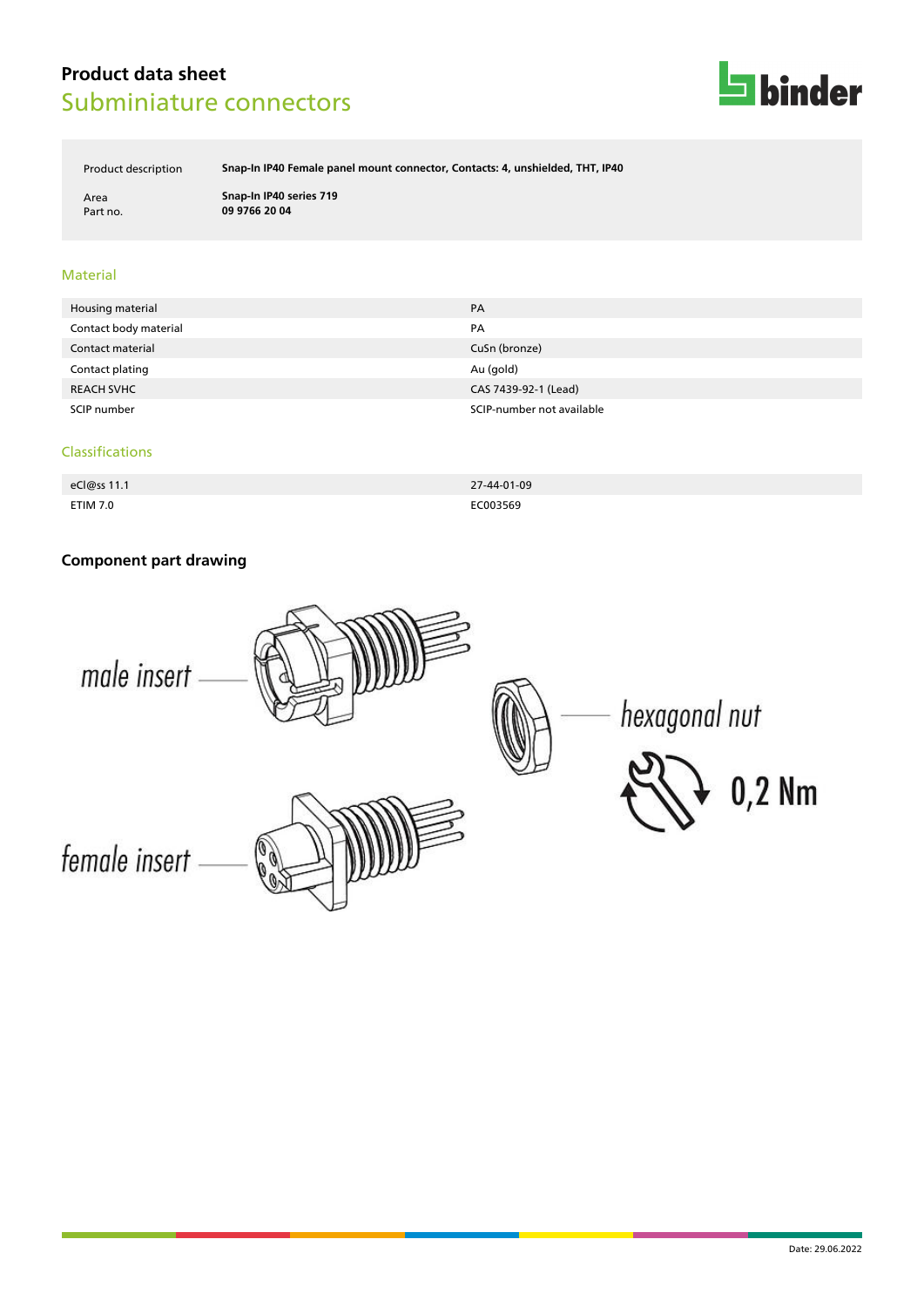# Product data sheet
## Subminiature connectors

| | |
|---|---|
| Product description | **Snap-In IP40 Female panel mount connector, Contacts: 4, unshielded, THT, IP40** |
| Area | **Snap-In IP40 series 719** |
| Part no. | **09 9766 20 04** |

## Material

| | |
|---|---|
| Housing material | PA |
| Contact body material | PA |
| Contact material | CuSn (bronze) |
| Contact plating | Au (gold) |
| REACH SVHC | CAS 7439-92-1 (Lead) |
| SCIP number | SCIP-number not available |

## Classifications

| | |
|---|---|
| eCl@ss 11.1 | 27-44-01-09 |
| ETIM 7.0 | EC003569 |

### Component part drawing

male insert

hexagonal nut

0,2 Nm

female insert

Date: 29.06.2022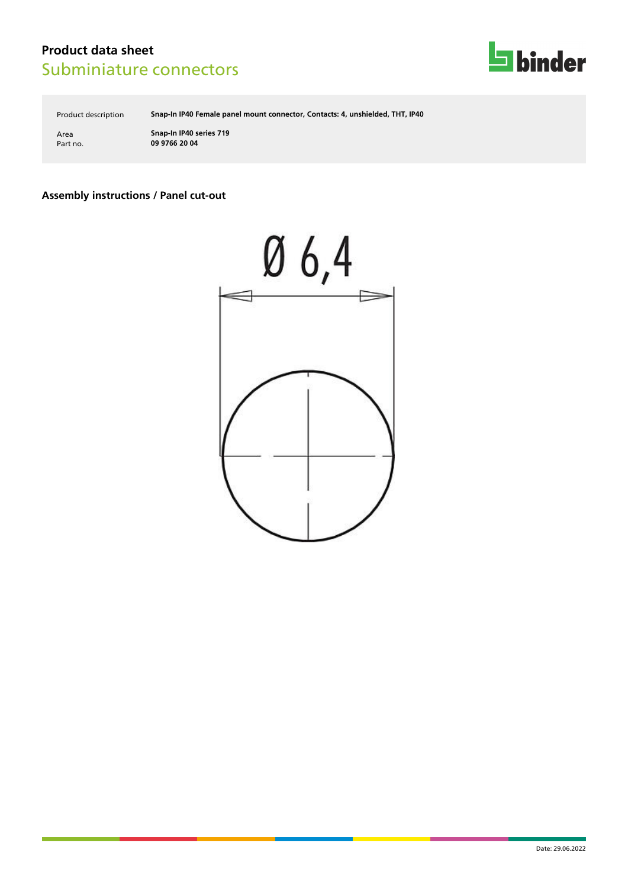# Product data sheet
## Subminiature connectors

| | |
|---|---|
| Product description | **Snap-In IP40 Female panel mount connector, Contacts: 4, unshielded, THT, IP40** |
| Area | **Snap-In IP40 series 719** |
| Part no. | **09 9766 20 04** |

### Assembly instructions / Panel cut-out

Ø 6,4

Date: 29.06.2022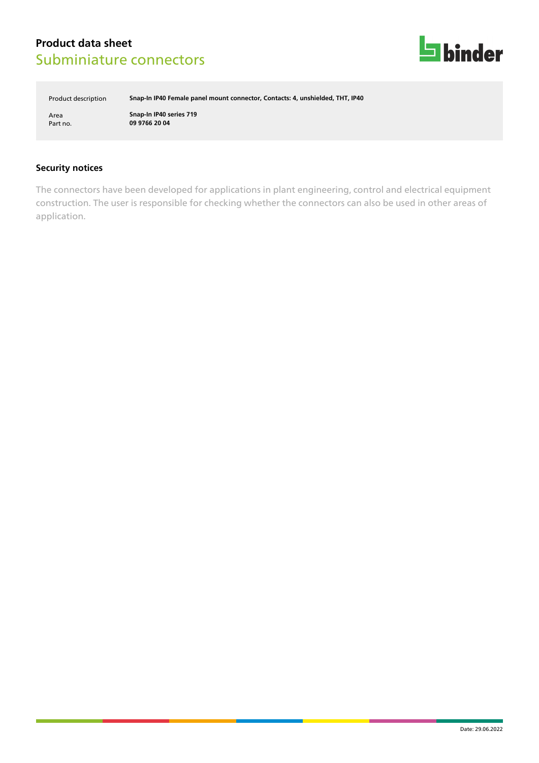# Product data sheet
## Subminiature connectors

| | |
|---|---|
| Product description | **Snap-In IP40 Female panel mount connector, Contacts: 4, unshielded, THT, IP40** |
| Area | **Snap-In IP40 series 719** |
| Part no. | **09 9766 20 04** |

### Security notices

The connectors have been developed for applications in plant engineering, control and electrical equipment construction. The user is responsible for checking whether the connectors can also be used in other areas of application.

Date: 29.06.2022